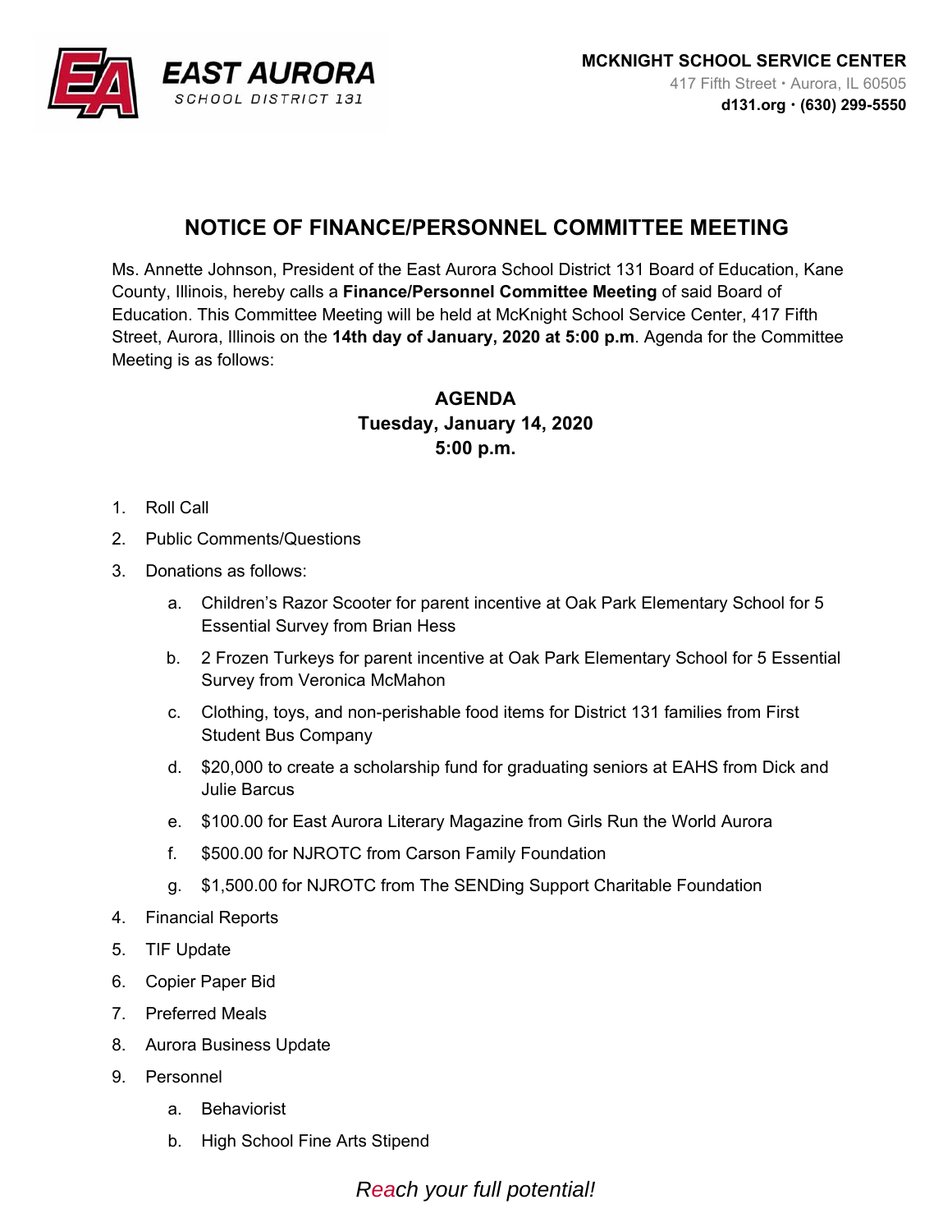EAST AURORA
SCHOOL DISTRICT 131

**MCKNIGHT SCHOOL SERVICE CENTER**
417 Fifth Street • Aurora, IL 60505
**d131.org • (630) 299-5550**

# NOTICE OF FINANCE/PERSONNEL COMMITTEE MEETING

Ms. Annette Johnson, President of the East Aurora School District 131 Board of Education, Kane County, Illinois, hereby calls a **Finance/Personnel Committee Meeting** of said Board of Education. This Committee Meeting will be held at McKnight School Service Center, 417 Fifth Street, Aurora, Illinois on the **14th day of January, 2020 at 5:00 p.m**. Agenda for the Committee Meeting is as follows:

**AGENDA**
**Tuesday, January 14, 2020**
**5:00 p.m.**

1. Roll Call
2. Public Comments/Questions
3. Donations as follows:
   a. Children's Razor Scooter for parent incentive at Oak Park Elementary School for 5 Essential Survey from Brian Hess
   b. 2 Frozen Turkeys for parent incentive at Oak Park Elementary School for 5 Essential Survey from Veronica McMahon
   c. Clothing, toys, and non-perishable food items for District 131 families from First Student Bus Company
   d. $20,000 to create a scholarship fund for graduating seniors at EAHS from Dick and Julie Barcus
   e. $100.00 for East Aurora Literary Magazine from Girls Run the World Aurora
   f. $500.00 for NJROTC from Carson Family Foundation
   g. $1,500.00 for NJROTC from The SENDing Support Charitable Foundation
4. Financial Reports
5. TIF Update
6. Copier Paper Bid
7. Preferred Meals
8. Aurora Business Update
9. Personnel
   a. Behaviorist
   b. High School Fine Arts Stipend

*Reach your full potential!*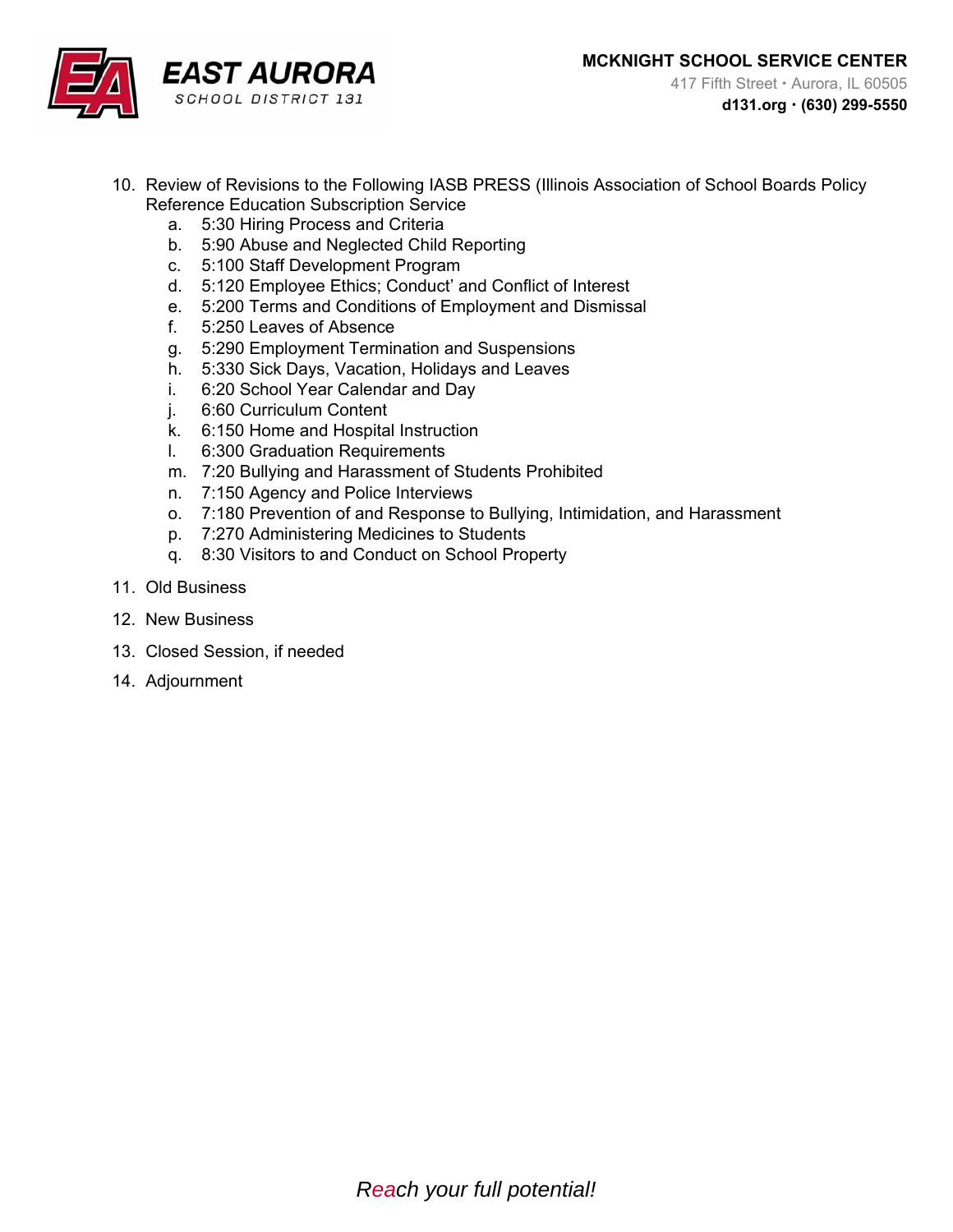10. Review of Revisions to the Following IASB PRESS (Illinois Association of School Boards Policy Reference Education Subscription Service
    a. 5:30 Hiring Process and Criteria
    b. 5:90 Abuse and Neglected Child Reporting
    c. 5:100 Staff Development Program
    d. 5:120 Employee Ethics; Conduct' and Conflict of Interest
    e. 5:200 Terms and Conditions of Employment and Dismissal
    f. 5:250 Leaves of Absence
    g. 5:290 Employment Termination and Suspensions
    h. 5:330 Sick Days, Vacation, Holidays and Leaves
    i. 6:20 School Year Calendar and Day
    j. 6:60 Curriculum Content
    k. 6:150 Home and Hospital Instruction
    l. 6:300 Graduation Requirements
    m. 7:20 Bullying and Harassment of Students Prohibited
    n. 7:150 Agency and Police Interviews
    o. 7:180 Prevention of and Response to Bullying, Intimidation, and Harassment
    p. 7:270 Administering Medicines to Students
    q. 8:30 Visitors to and Conduct on School Property
11. Old Business
12. New Business
13. Closed Session, if needed
14. Adjournment